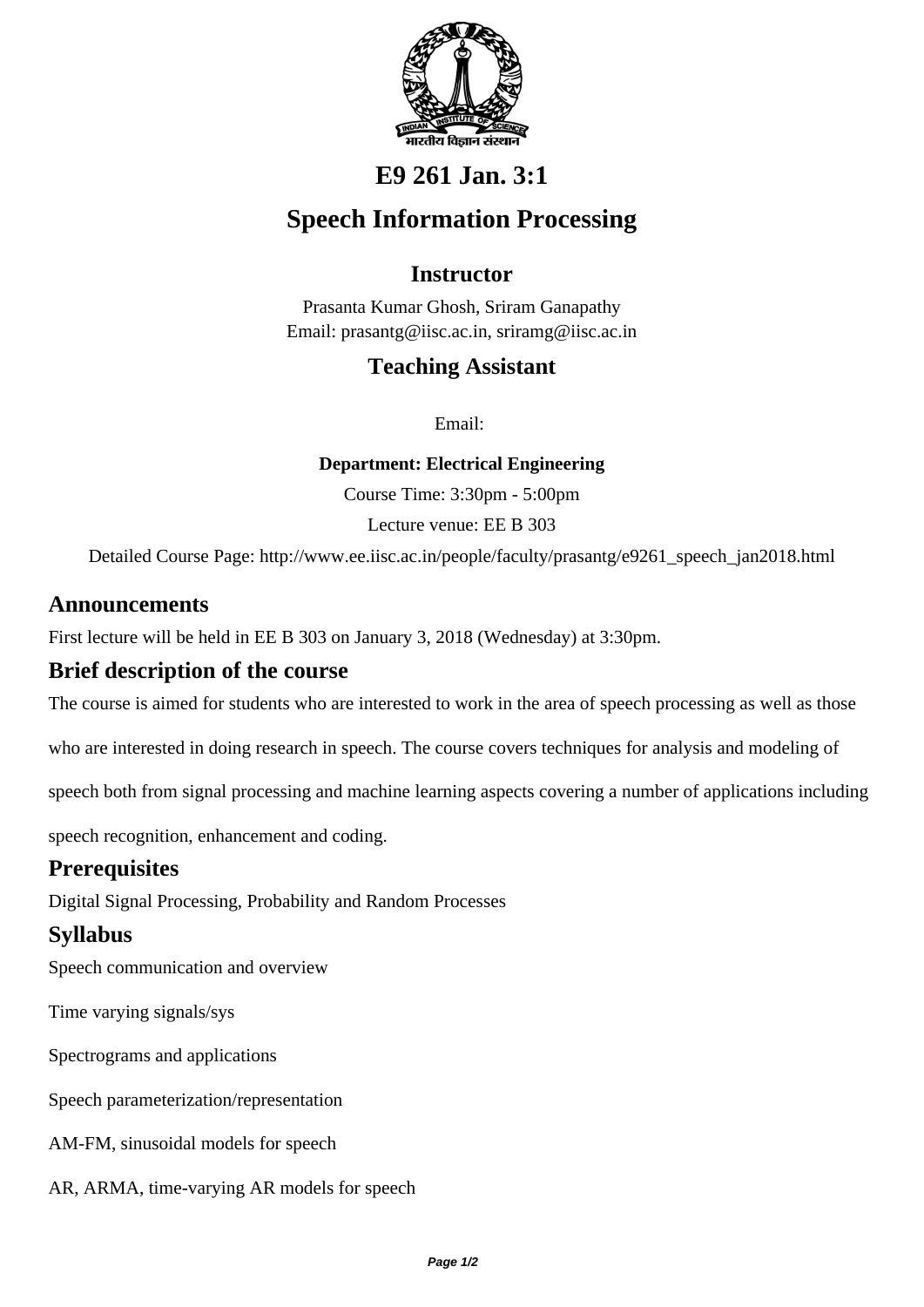# E9 261 Jan. 3:1

# Speech Information Processing

## Instructor

Prasanta Kumar Ghosh, Sriram Ganapathy
Email: prasantg@iisc.ac.in, sriramg@iisc.ac.in

## Teaching Assistant

Email:

**Department: Electrical Engineering**

Course Time: 3:30pm - 5:00pm

Lecture venue: EE B 303

Detailed Course Page: http://www.ee.iisc.ac.in/people/faculty/prasantg/e9261_speech_jan2018.html

## Announcements

First lecture will be held in EE B 303 on January 3, 2018 (Wednesday) at 3:30pm.

## Brief description of the course

The course is aimed for students who are interested to work in the area of speech processing as well as those who are interested in doing research in speech. The course covers techniques for analysis and modeling of speech both from signal processing and machine learning aspects covering a number of applications including speech recognition, enhancement and coding.

## Prerequisites

Digital Signal Processing, Probability and Random Processes

## Syllabus

Speech communication and overview

Time varying signals/sys

Spectrograms and applications

Speech parameterization/representation

AM-FM, sinusoidal models for speech

AR, ARMA, time-varying AR models for speech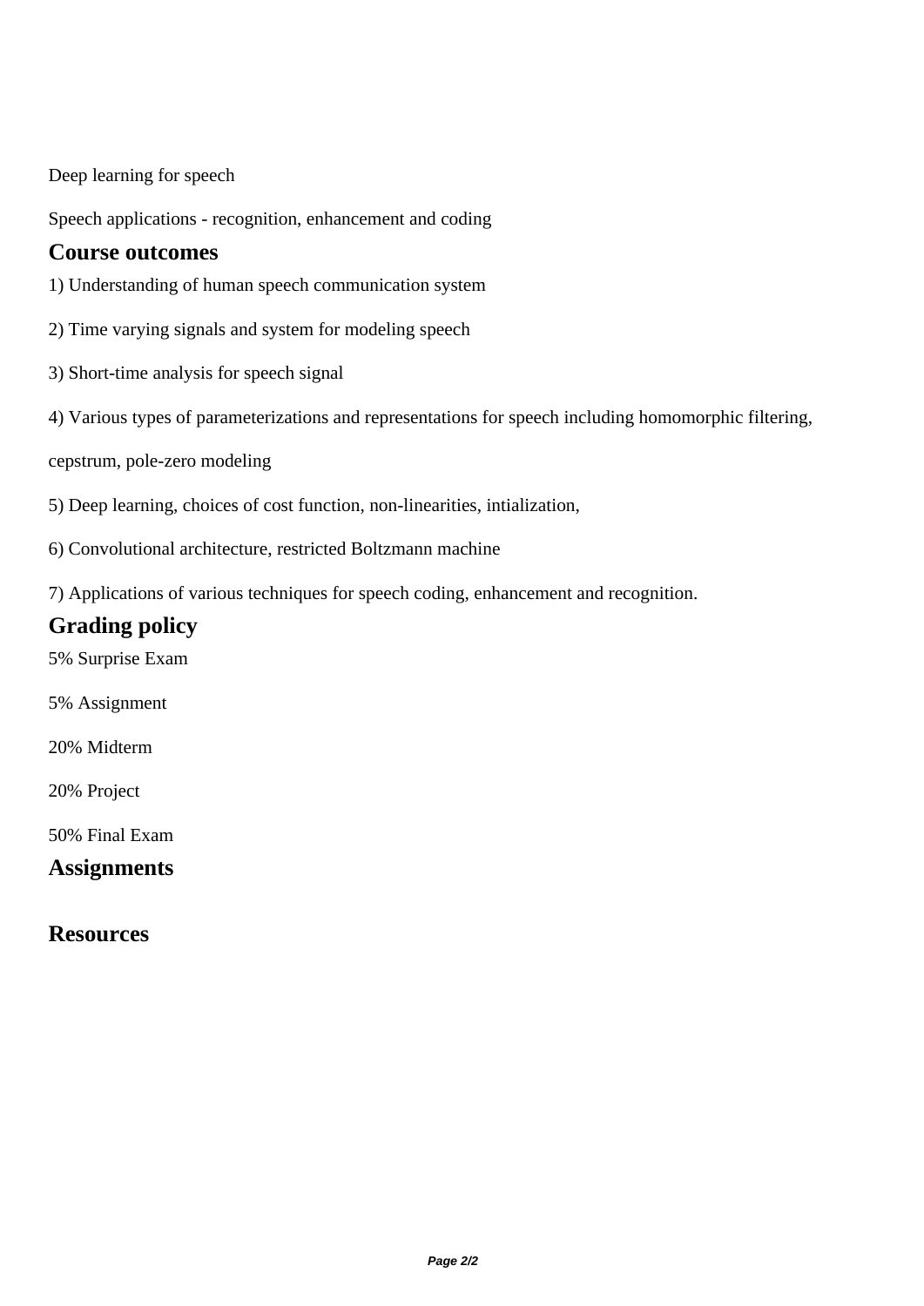Deep learning for speech

Speech applications - recognition, enhancement and coding

## Course outcomes

1) Understanding of human speech communication system

2) Time varying signals and system for modeling speech

3) Short-time analysis for speech signal

4) Various types of parameterizations and representations for speech including homomorphic filtering,

cepstrum, pole-zero modeling

5) Deep learning, choices of cost function, non-linearities, intialization,

6) Convolutional architecture, restricted Boltzmann machine

7) Applications of various techniques for speech coding, enhancement and recognition.

## Grading policy

5% Surprise Exam

5% Assignment

20% Midterm

20% Project

50% Final Exam

## Assignments

## Resources